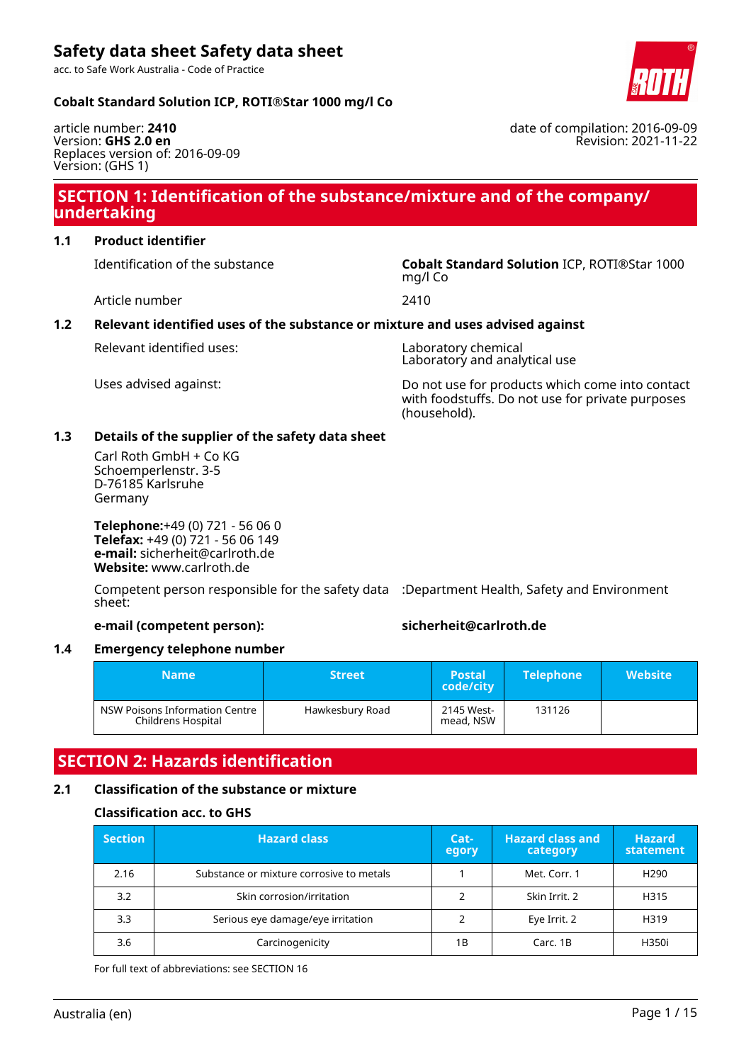# Safety data sheet Safety data sheet

acc. to Safe Work Australia - Code of Practice

**Cobalt Standard Solution ICP, ROTI®Star 1000 mg/l Co**

article number: **2410**
Version: **GHS 2.0 en**
Replaces version of: 2016-09-09
Version: (GHS 1)

date of compilation: 2016-09-09
Revision: 2021-11-22

## SECTION 1: Identification of the substance/mixture and of the company/undertaking

### 1.1 Product identifier

Identification of the substance: **Cobalt Standard Solution** ICP, ROTI®Star 1000 mg/l Co

Article number: 2410

### 1.2 Relevant identified uses of the substance or mixture and uses advised against

Relevant identified uses: Laboratory chemical
Laboratory and analytical use

Uses advised against: Do not use for products which come into contact with foodstuffs. Do not use for private purposes (household).

### 1.3 Details of the supplier of the safety data sheet

Carl Roth GmbH + Co KG
Schoemperlenstr. 3-5
D-76185 Karlsruhe
Germany

**Telephone:**+49 (0) 721 - 56 06 0
**Telefax:** +49 (0) 721 - 56 06 149
**e-mail:** sicherheit@carlroth.de
**Website:** www.carlroth.de

Competent person responsible for the safety data sheet: :Department Health, Safety and Environment

**e-mail (competent person):** **sicherheit@carlroth.de**

### 1.4 Emergency telephone number

| Name | Street | Postal code/city | Telephone | Website |
|---|---|---|---|---|
| NSW Poisons Information Centre Childrens Hospital | Hawkesbury Road | 2145 Westmead, NSW | 131126 | |

## SECTION 2: Hazards identification

### 2.1 Classification of the substance or mixture

#### Classification acc. to GHS

| Section | Hazard class | Category | Hazard class and category | Hazard statement |
|---|---|---|---|---|
| 2.16 | Substance or mixture corrosive to metals | 1 | Met. Corr. 1 | H290 |
| 3.2 | Skin corrosion/irritation | 2 | Skin Irrit. 2 | H315 |
| 3.3 | Serious eye damage/eye irritation | 2 | Eye Irrit. 2 | H319 |
| 3.6 | Carcinogenicity | 1B | Carc. 1B | H350i |

For full text of abbreviations: see SECTION 16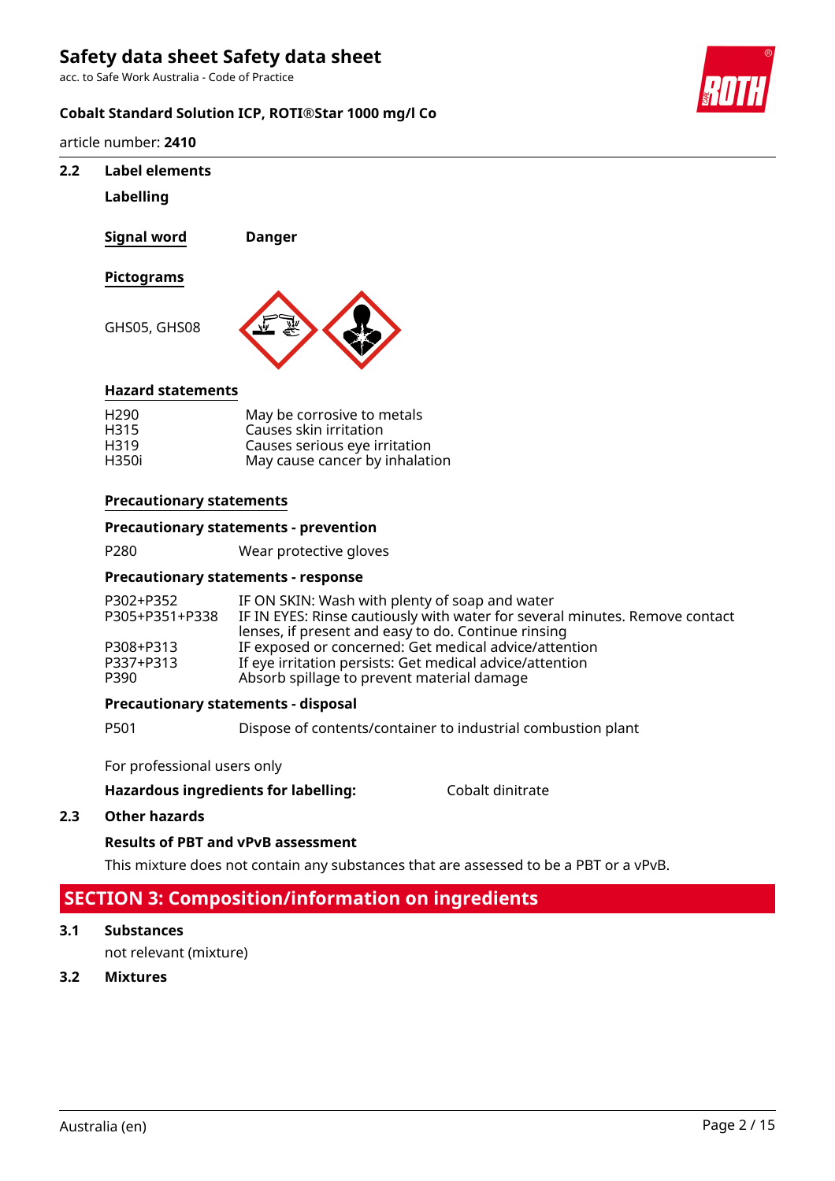### 2.2 Label elements

**Labelling**

**Signal word** **Danger**

**Pictograms**

GHS05, GHS08

**Hazard statements**

| | |
|---|---|
| H290 | May be corrosive to metals |
| H315 | Causes skin irritation |
| H319 | Causes serious eye irritation |
| H350i | May cause cancer by inhalation |

**Precautionary statements**

**Precautionary statements - prevention**

| | |
|---|---|
| P280 | Wear protective gloves |

**Precautionary statements - response**

| | |
|---|---|
| P302+P352 | IF ON SKIN: Wash with plenty of soap and water |
| P305+P351+P338 | IF IN EYES: Rinse cautiously with water for several minutes. Remove contact lenses, if present and easy to do. Continue rinsing |
| P308+P313 | IF exposed or concerned: Get medical advice/attention |
| P337+P313 | If eye irritation persists: Get medical advice/attention |
| P390 | Absorb spillage to prevent material damage |

**Precautionary statements - disposal**

| | |
|---|---|
| P501 | Dispose of contents/container to industrial combustion plant |

For professional users only

**Hazardous ingredients for labelling:** Cobalt dinitrate

### 2.3 Other hazards

**Results of PBT and vPvB assessment**

This mixture does not contain any substances that are assessed to be a PBT or a vPvB.

## SECTION 3: Composition/information on ingredients

### 3.1 Substances

not relevant (mixture)

### 3.2 Mixtures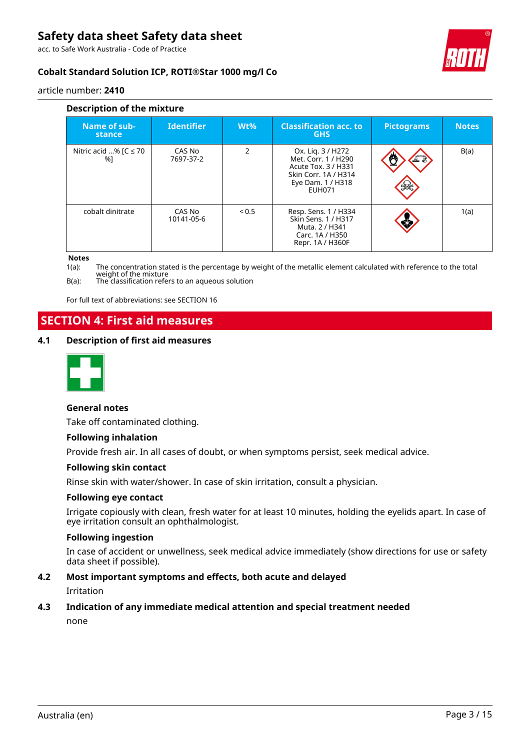### Description of the mixture

| Name of substance | Identifier | Wt% | Classification acc. to GHS | Pictograms | Notes |
|---|---|---|---|---|---|
| Nitric acid ...% [C ≤ 70 %] | CAS No 7697-37-2 | 2 | Ox. Liq. 3 / H272 Met. Corr. 1 / H290 Acute Tox. 3 / H331 Skin Corr. 1A / H314 Eye Dam. 1 / H318 EUH071 | | B(a) |
| cobalt dinitrate | CAS No 10141-05-6 | < 0.5 | Resp. Sens. 1 / H334 Skin Sens. 1 / H317 Muta. 2 / H341 Carc. 1A / H350 Repr. 1A / H360F | | 1(a) |

**Notes**

1(a): The concentration stated is the percentage by weight of the metallic element calculated with reference to the total weight of the mixture

B(a): The classification refers to an aqueous solution

For full text of abbreviations: see SECTION 16

## SECTION 4: First aid measures

### 4.1 Description of first aid measures

**General notes**

Take off contaminated clothing.

**Following inhalation**

Provide fresh air. In all cases of doubt, or when symptoms persist, seek medical advice.

**Following skin contact**

Rinse skin with water/shower. In case of skin irritation, consult a physician.

**Following eye contact**

Irrigate copiously with clean, fresh water for at least 10 minutes, holding the eyelids apart. In case of eye irritation consult an ophthalmologist.

**Following ingestion**

In case of accident or unwellness, seek medical advice immediately (show directions for use or safety data sheet if possible).

### 4.2 Most important symptoms and effects, both acute and delayed

Irritation

### 4.3 Indication of any immediate medical attention and special treatment needed

none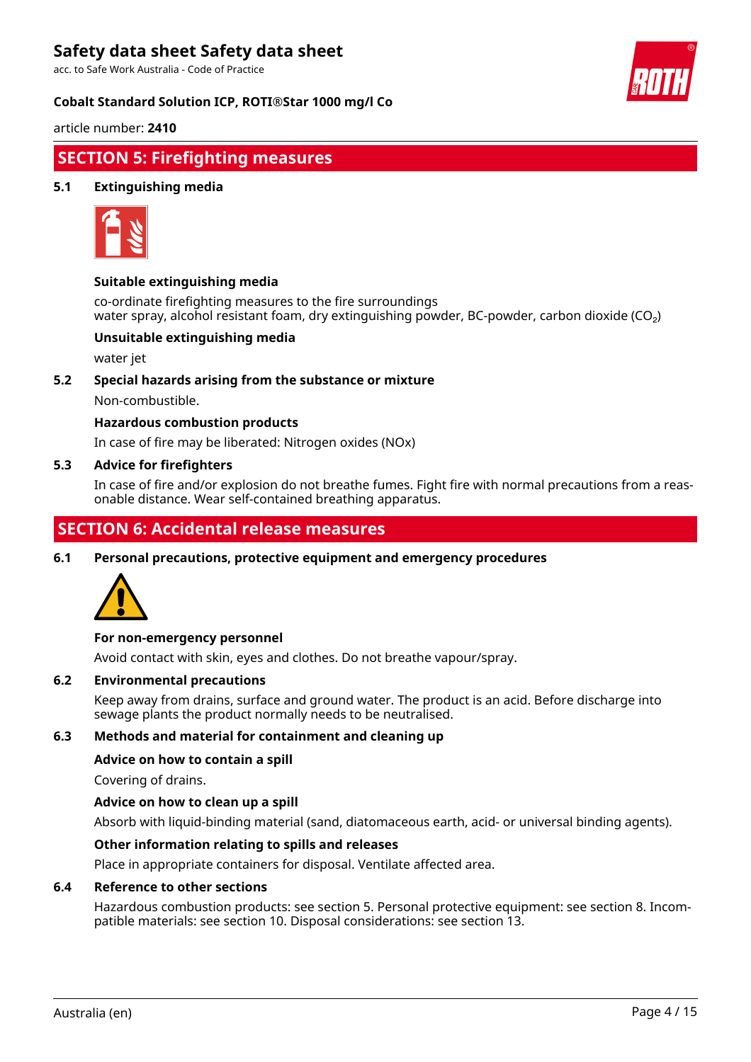## SECTION 5: Firefighting measures

### 5.1 Extinguishing media

**Suitable extinguishing media**

co-ordinate firefighting measures to the fire surroundings
water spray, alcohol resistant foam, dry extinguishing powder, BC-powder, carbon dioxide ($CO_2$)

**Unsuitable extinguishing media**

water jet

### 5.2 Special hazards arising from the substance or mixture

Non-combustible.

**Hazardous combustion products**

In case of fire may be liberated: Nitrogen oxides (NOx)

### 5.3 Advice for firefighters

In case of fire and/or explosion do not breathe fumes. Fight fire with normal precautions from a reasonable distance. Wear self-contained breathing apparatus.

## SECTION 6: Accidental release measures

### 6.1 Personal precautions, protective equipment and emergency procedures

**For non-emergency personnel**

Avoid contact with skin, eyes and clothes. Do not breathe vapour/spray.

### 6.2 Environmental precautions

Keep away from drains, surface and ground water. The product is an acid. Before discharge into sewage plants the product normally needs to be neutralised.

### 6.3 Methods and material for containment and cleaning up

**Advice on how to contain a spill**

Covering of drains.

**Advice on how to clean up a spill**

Absorb with liquid-binding material (sand, diatomaceous earth, acid- or universal binding agents).

**Other information relating to spills and releases**

Place in appropriate containers for disposal. Ventilate affected area.

### 6.4 Reference to other sections

Hazardous combustion products: see section 5. Personal protective equipment: see section 8. Incompatible materials: see section 10. Disposal considerations: see section 13.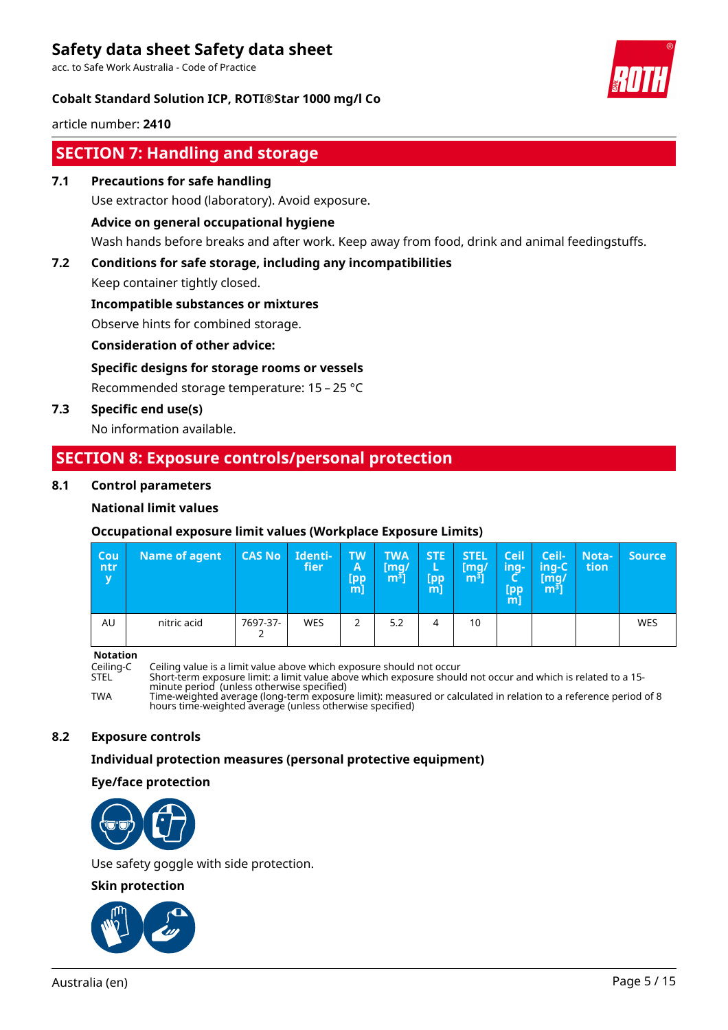## SECTION 7: Handling and storage

### 7.1 Precautions for safe handling

Use extractor hood (laboratory). Avoid exposure.

**Advice on general occupational hygiene**

Wash hands before breaks and after work. Keep away from food, drink and animal feedingstuffs.

### 7.2 Conditions for safe storage, including any incompatibilities

Keep container tightly closed.

**Incompatible substances or mixtures**

Observe hints for combined storage.

**Consideration of other advice:**

**Specific designs for storage rooms or vessels**

Recommended storage temperature: 15 – 25 °C

### 7.3 Specific end use(s)

No information available.

## SECTION 8: Exposure controls/personal protection

### 8.1 Control parameters

**National limit values**

**Occupational exposure limit values (Workplace Exposure Limits)**

| Country | Name of agent | CAS No | Identifier | TWA [ppm] | TWA [mg/m³] | STEL [ppm] | STEL [mg/m³] | Ceiling-C [ppm] | Ceiling-C [mg/m³] | Notation | Source |
|---|---|---|---|---|---|---|---|---|---|---|---|
| AU | nitric acid | 7697-37-2 | WES | 2 | 5.2 | 4 | 10 | | | | WES |

**Notation**

- Ceiling-C: Ceiling value is a limit value above which exposure should not occur
- STEL: Short-term exposure limit: a limit value above which exposure should not occur and which is related to a 15-minute period (unless otherwise specified)
- TWA: Time-weighted average (long-term exposure limit): measured or calculated in relation to a reference period of 8 hours time-weighted average (unless otherwise specified)

### 8.2 Exposure controls

**Individual protection measures (personal protective equipment)**

**Eye/face protection**

Use safety goggle with side protection.

**Skin protection**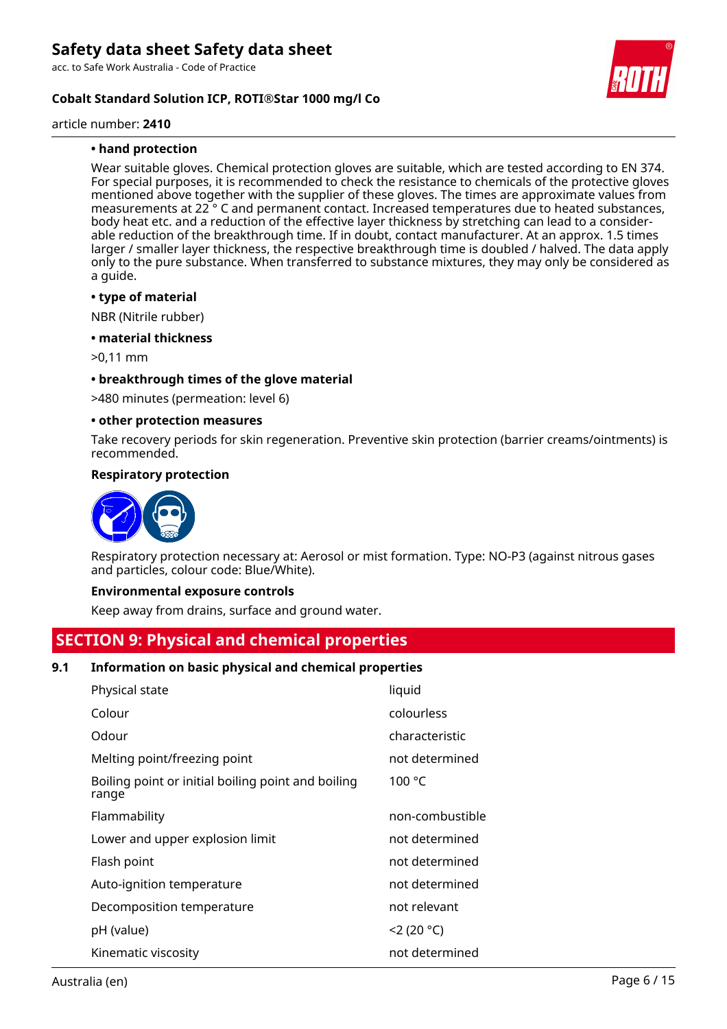**• hand protection**

Wear suitable gloves. Chemical protection gloves are suitable, which are tested according to EN 374. For special purposes, it is recommended to check the resistance to chemicals of the protective gloves mentioned above together with the supplier of these gloves. The times are approximate values from measurements at 22 ° C and permanent contact. Increased temperatures due to heated substances, body heat etc. and a reduction of the effective layer thickness by stretching can lead to a considerable reduction of the breakthrough time. If in doubt, contact manufacturer. At an approx. 1.5 times larger / smaller layer thickness, the respective breakthrough time is doubled / halved. The data apply only to the pure substance. When transferred to substance mixtures, they may only be considered as a guide.

**• type of material**

NBR (Nitrile rubber)

**• material thickness**

>0,11 mm

**• breakthrough times of the glove material**

>480 minutes (permeation: level 6)

**• other protection measures**

Take recovery periods for skin regeneration. Preventive skin protection (barrier creams/ointments) is recommended.

**Respiratory protection**

Respiratory protection necessary at: Aerosol or mist formation. Type: NO-P3 (against nitrous gases and particles, colour code: Blue/White).

**Environmental exposure controls**

Keep away from drains, surface and ground water.

## SECTION 9: Physical and chemical properties

### 9.1 Information on basic physical and chemical properties

| | |
|---|---|
| Physical state | liquid |
| Colour | colourless |
| Odour | characteristic |
| Melting point/freezing point | not determined |
| Boiling point or initial boiling point and boiling range | 100 °C |
| Flammability | non-combustible |
| Lower and upper explosion limit | not determined |
| Flash point | not determined |
| Auto-ignition temperature | not determined |
| Decomposition temperature | not relevant |
| pH (value) | <2 (20 °C) |
| Kinematic viscosity | not determined |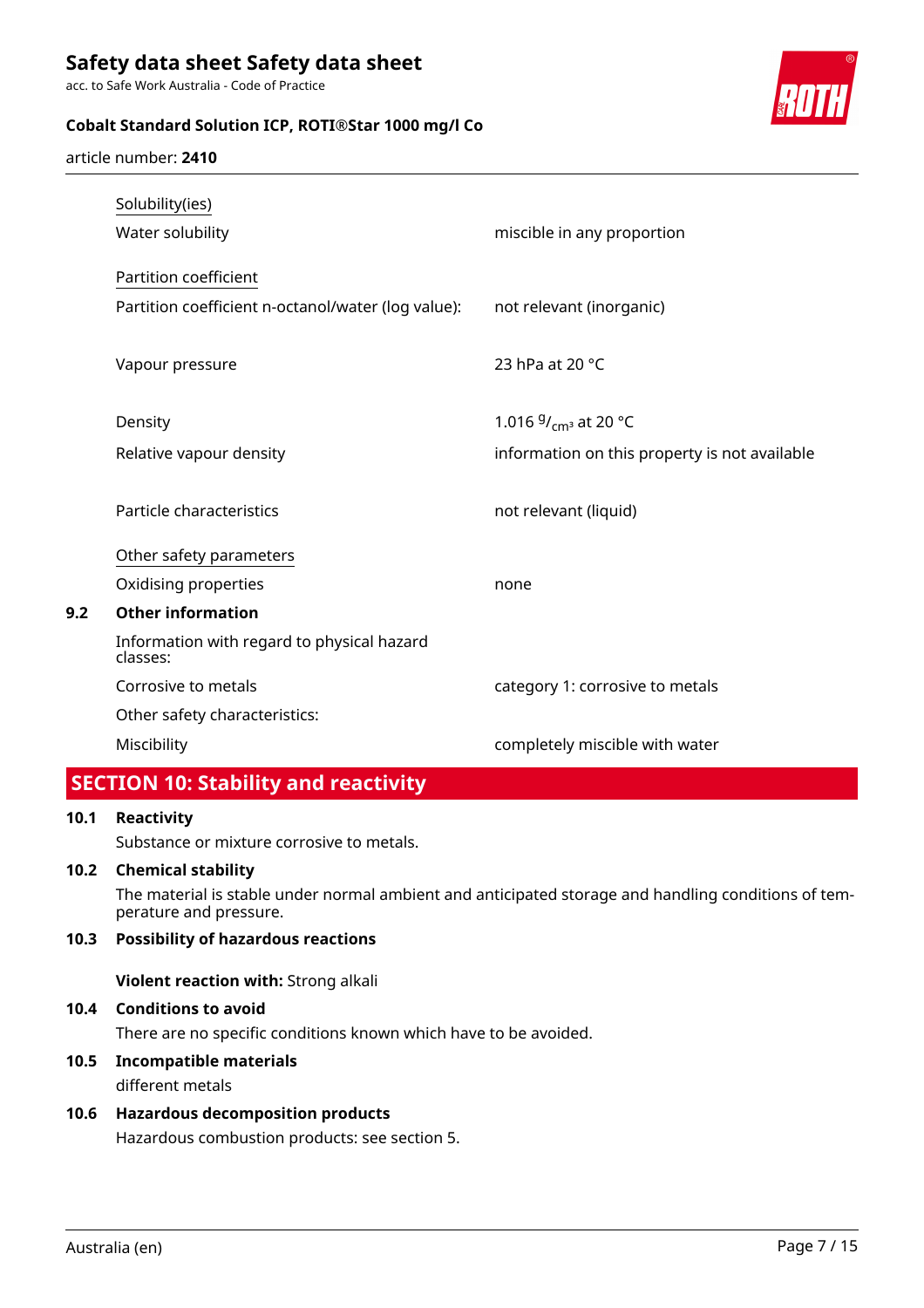| | |
|---|---|
| Solubility(ies) | |
| Water solubility | miscible in any proportion |
| Partition coefficient | |
| Partition coefficient n-octanol/water (log value): | not relevant (inorganic) |
| Vapour pressure | 23 hPa at 20 °C |
| Density | 1.016 $^{g}/_{cm^3}$ at 20 °C |
| Relative vapour density | information on this property is not available |
| Particle characteristics | not relevant (liquid) |
| Other safety parameters | |
| Oxidising properties | none |

### 9.2 Other information

| | |
|---|---|
| Information with regard to physical hazard classes: | |
| Corrosive to metals | category 1: corrosive to metals |
| Other safety characteristics: | |
| Miscibility | completely miscible with water |

## SECTION 10: Stability and reactivity

### 10.1 Reactivity

Substance or mixture corrosive to metals.

### 10.2 Chemical stability

The material is stable under normal ambient and anticipated storage and handling conditions of temperature and pressure.

### 10.3 Possibility of hazardous reactions

**Violent reaction with:** Strong alkali

### 10.4 Conditions to avoid

There are no specific conditions known which have to be avoided.

### 10.5 Incompatible materials

different metals

### 10.6 Hazardous decomposition products

Hazardous combustion products: see section 5.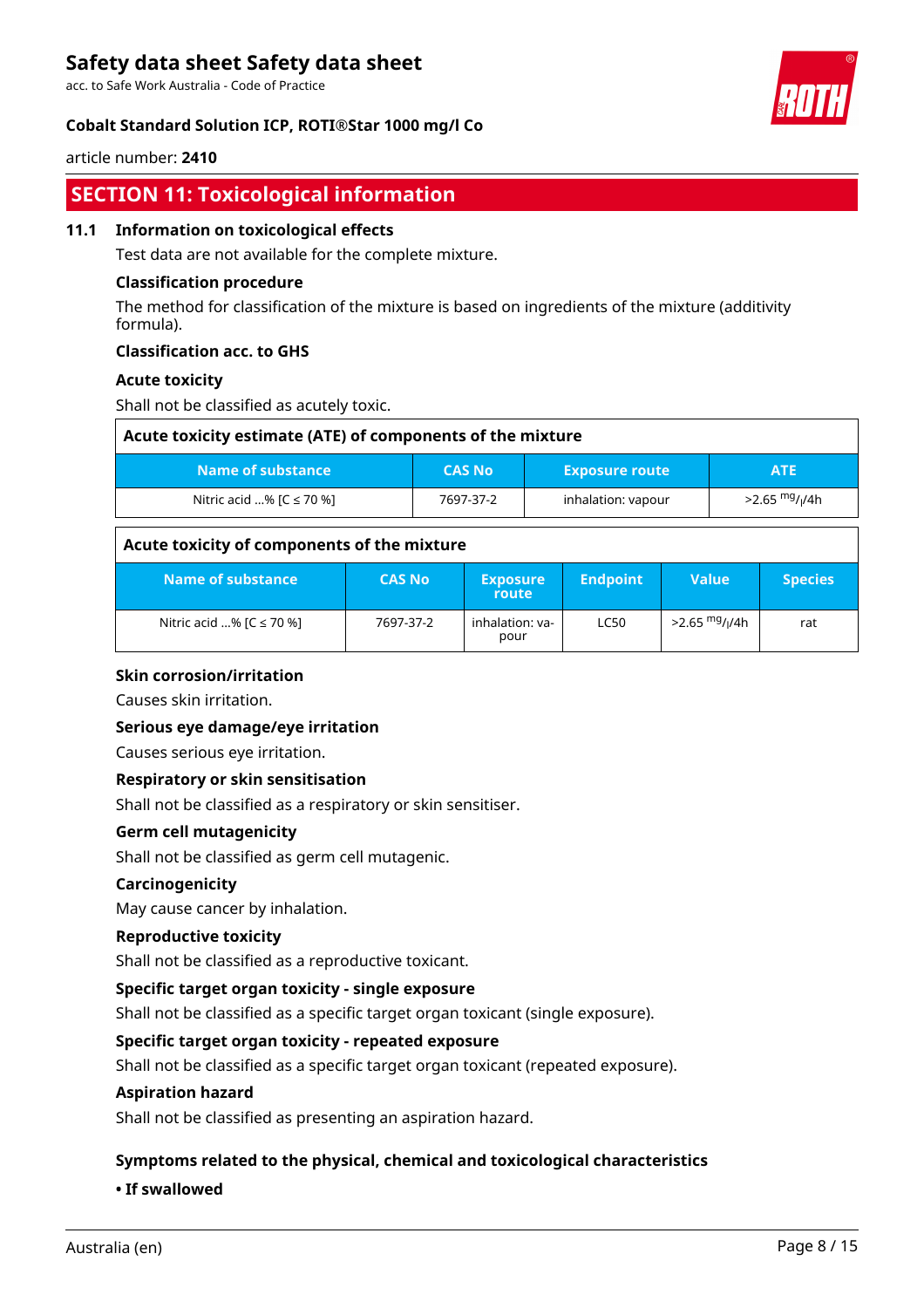## SECTION 11: Toxicological information

### 11.1 Information on toxicological effects

Test data are not available for the complete mixture.

**Classification procedure**

The method for classification of the mixture is based on ingredients of the mixture (additivity formula).

**Classification acc. to GHS**

**Acute toxicity**

Shall not be classified as acutely toxic.

| Acute toxicity estimate (ATE) of components of the mixture | | | |
|---|---|---|---|
| **Name of substance** | **CAS No** | **Exposure route** | **ATE** |
| Nitric acid ...% [C ≤ 70 %] | 7697-37-2 | inhalation: vapour | >2.65 $^{mg}/_{l}$/4h |

| Acute toxicity of components of the mixture | | | | | |
|---|---|---|---|---|---|
| **Name of substance** | **CAS No** | **Exposure route** | **Endpoint** | **Value** | **Species** |
| Nitric acid ...% [C ≤ 70 %] | 7697-37-2 | inhalation: vapour | LC50 | >2.65 $^{mg}/_{l}$/4h | rat |

**Skin corrosion/irritation**

Causes skin irritation.

**Serious eye damage/eye irritation**

Causes serious eye irritation.

**Respiratory or skin sensitisation**

Shall not be classified as a respiratory or skin sensitiser.

**Germ cell mutagenicity**

Shall not be classified as germ cell mutagenic.

**Carcinogenicity**

May cause cancer by inhalation.

**Reproductive toxicity**

Shall not be classified as a reproductive toxicant.

**Specific target organ toxicity - single exposure**

Shall not be classified as a specific target organ toxicant (single exposure).

**Specific target organ toxicity - repeated exposure**

Shall not be classified as a specific target organ toxicant (repeated exposure).

**Aspiration hazard**

Shall not be classified as presenting an aspiration hazard.

**Symptoms related to the physical, chemical and toxicological characteristics**

**• If swallowed**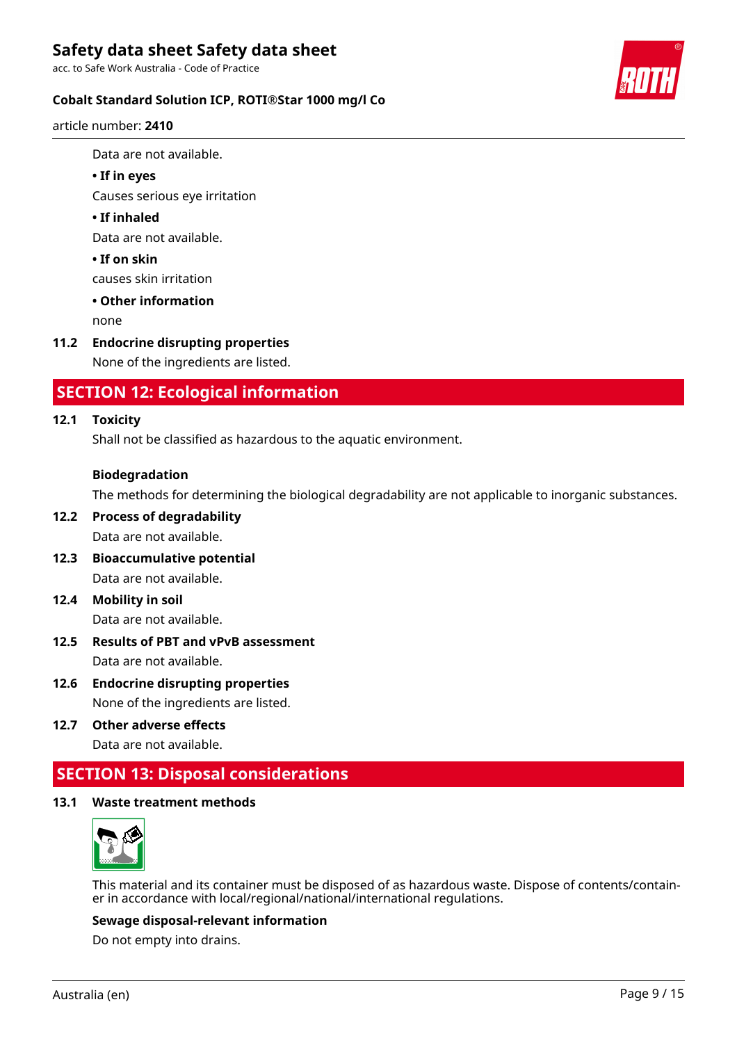Data are not available.

**• If in eyes**

Causes serious eye irritation

**• If inhaled**

Data are not available.

**• If on skin**

causes skin irritation

**• Other information**

none

### 11.2 Endocrine disrupting properties

None of the ingredients are listed.

## SECTION 12: Ecological information

### 12.1 Toxicity

Shall not be classified as hazardous to the aquatic environment.

**Biodegradation**

The methods for determining the biological degradability are not applicable to inorganic substances.

### 12.2 Process of degradability

Data are not available.

### 12.3 Bioaccumulative potential

Data are not available.

### 12.4 Mobility in soil

Data are not available.

### 12.5 Results of PBT and vPvB assessment

Data are not available.

### 12.6 Endocrine disrupting properties

None of the ingredients are listed.

### 12.7 Other adverse effects

Data are not available.

## SECTION 13: Disposal considerations

### 13.1 Waste treatment methods

This material and its container must be disposed of as hazardous waste. Dispose of contents/container in accordance with local/regional/national/international regulations.

**Sewage disposal-relevant information**

Do not empty into drains.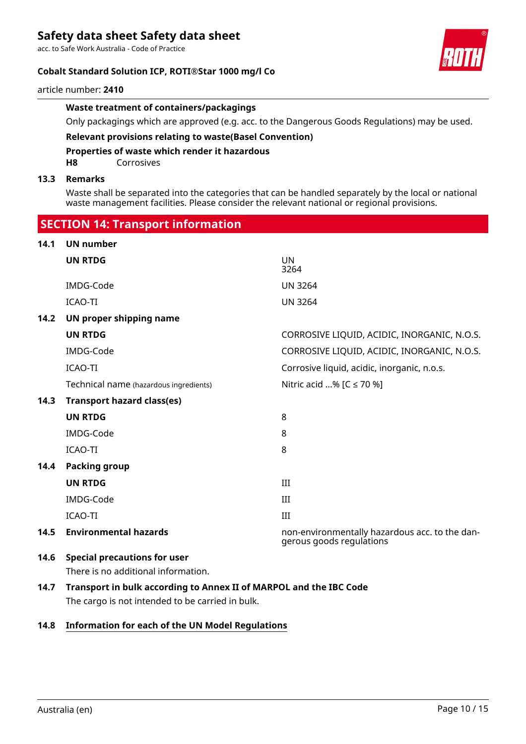**Waste treatment of containers/packagings**

Only packagings which are approved (e.g. acc. to the Dangerous Goods Regulations) may be used.

**Relevant provisions relating to waste(Basel Convention)**

**Properties of waste which render it hazardous**

**H8** Corrosives

**13.3 Remarks**

Waste shall be separated into the categories that can be handled separately by the local or national waste management facilities. Please consider the relevant national or regional provisions.

## SECTION 14: Transport information

**14.1 UN number**

| | |
|---|---|
| **UN RTDG** | UN 3264 |
| IMDG-Code | UN 3264 |
| ICAO-TI | UN 3264 |

**14.2 UN proper shipping name**

| | |
|---|---|
| **UN RTDG** | CORROSIVE LIQUID, ACIDIC, INORGANIC, N.O.S. |
| IMDG-Code | CORROSIVE LIQUID, ACIDIC, INORGANIC, N.O.S. |
| ICAO-TI | Corrosive liquid, acidic, inorganic, n.o.s. |
| Technical name (hazardous ingredients) | Nitric acid ...% [C ≤ 70 %] |

**14.3 Transport hazard class(es)**

| | |
|---|---|
| **UN RTDG** | 8 |
| IMDG-Code | 8 |
| ICAO-TI | 8 |

**14.4 Packing group**

| | |
|---|---|
| **UN RTDG** | III |
| IMDG-Code | III |
| ICAO-TI | III |

**14.5 Environmental hazards** — non-environmentally hazardous acc. to the dangerous goods regulations

**14.6 Special precautions for user**

There is no additional information.

**14.7 Transport in bulk according to Annex II of MARPOL and the IBC Code**

The cargo is not intended to be carried in bulk.

**14.8 Information for each of the UN Model Regulations**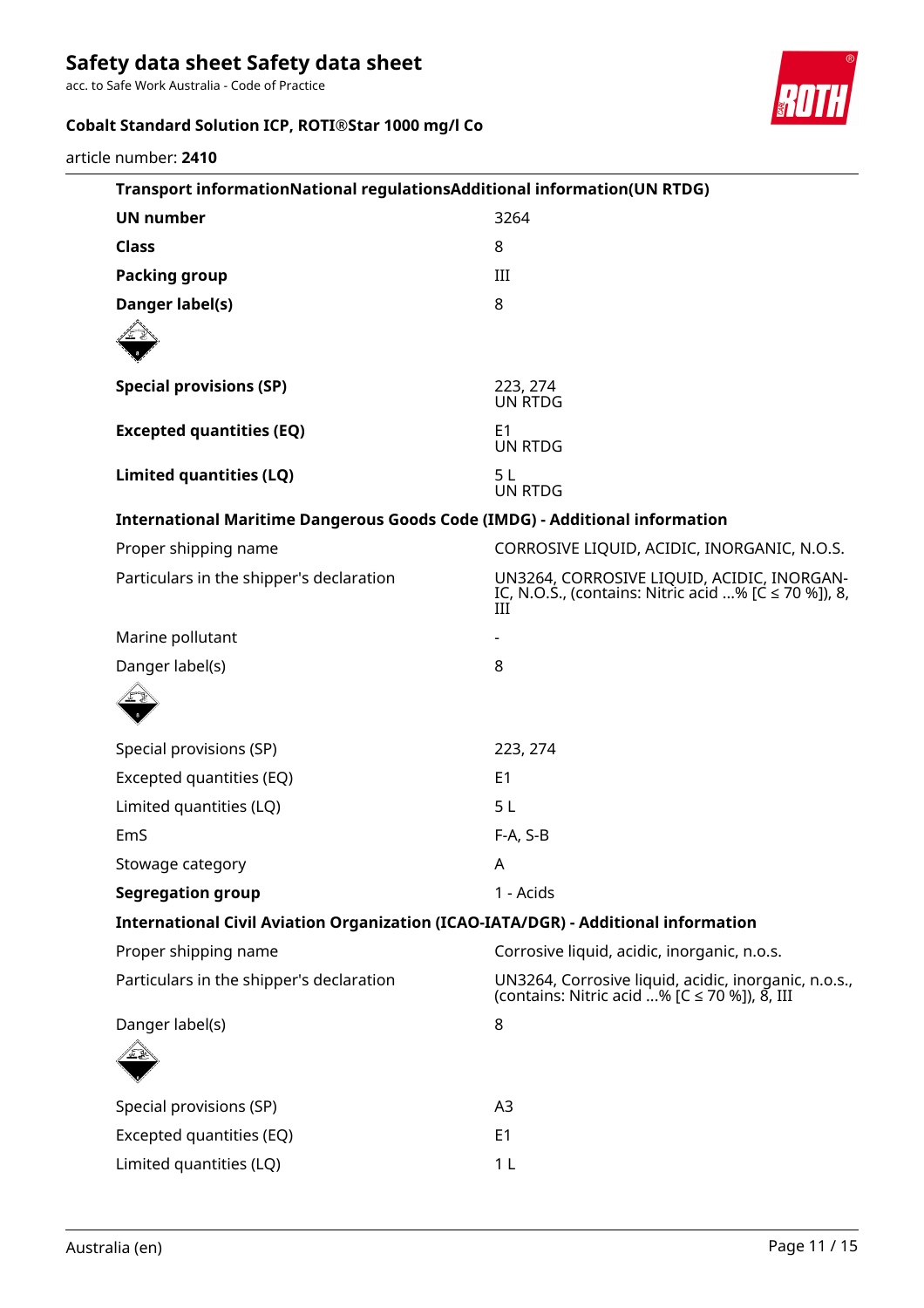**Transport informationNational regulationsAdditional information(UN RTDG)**

| | |
|---|---|
| **UN number** | 3264 |
| **Class** | 8 |
| **Packing group** | III |
| **Danger label(s)** | 8 |
| **Special provisions (SP)** | 223, 274<br>UN RTDG |
| **Excepted quantities (EQ)** | E1<br>UN RTDG |
| **Limited quantities (LQ)** | 5 L<br>UN RTDG |

**International Maritime Dangerous Goods Code (IMDG) - Additional information**

| | |
|---|---|
| Proper shipping name | CORROSIVE LIQUID, ACIDIC, INORGANIC, N.O.S. |
| Particulars in the shipper's declaration | UN3264, CORROSIVE LIQUID, ACIDIC, INORGANIC, N.O.S., (contains: Nitric acid ...% [C ≤ 70 %]), 8, III |
| Marine pollutant | - |
| Danger label(s) | 8 |
| Special provisions (SP) | 223, 274 |
| Excepted quantities (EQ) | E1 |
| Limited quantities (LQ) | 5 L |
| EmS | F-A, S-B |
| Stowage category | A |
| **Segregation group** | 1 - Acids |

**International Civil Aviation Organization (ICAO-IATA/DGR) - Additional information**

| | |
|---|---|
| Proper shipping name | Corrosive liquid, acidic, inorganic, n.o.s. |
| Particulars in the shipper's declaration | UN3264, Corrosive liquid, acidic, inorganic, n.o.s., (contains: Nitric acid ...% [C ≤ 70 %]), 8, III |
| Danger label(s) | 8 |
| Special provisions (SP) | A3 |
| Excepted quantities (EQ) | E1 |
| Limited quantities (LQ) | 1 L |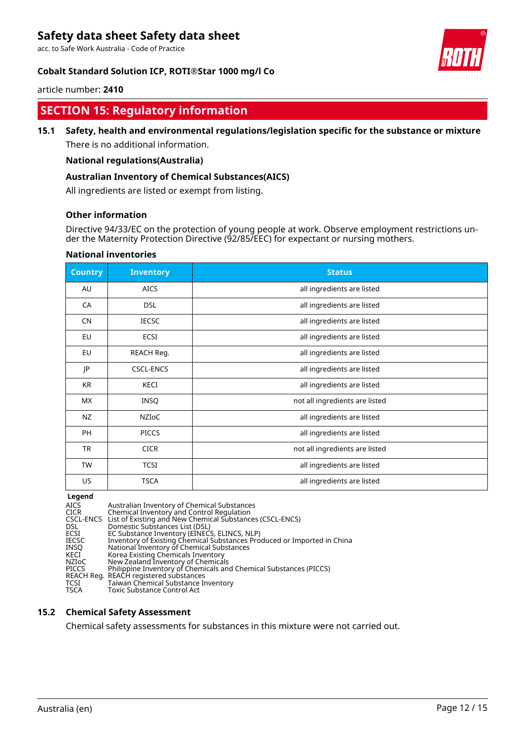## SECTION 15: Regulatory information

### 15.1 Safety, health and environmental regulations/legislation specific for the substance or mixture

There is no additional information.

**National regulations(Australia)**

**Australian Inventory of Chemical Substances(AICS)**

All ingredients are listed or exempt from listing.

**Other information**

Directive 94/33/EC on the protection of young people at work. Observe employment restrictions under the Maternity Protection Directive (92/85/EEC) for expectant or nursing mothers.

**National inventories**

| Country | Inventory | Status |
|---|---|---|
| AU | AICS | all ingredients are listed |
| CA | DSL | all ingredients are listed |
| CN | IECSC | all ingredients are listed |
| EU | ECSI | all ingredients are listed |
| EU | REACH Reg. | all ingredients are listed |
| JP | CSCL-ENCS | all ingredients are listed |
| KR | KECI | all ingredients are listed |
| MX | INSQ | not all ingredients are listed |
| NZ | NZIoC | all ingredients are listed |
| PH | PICCS | all ingredients are listed |
| TR | CICR | not all ingredients are listed |
| TW | TCSI | all ingredients are listed |
| US | TSCA | all ingredients are listed |

**Legend**

AICS Australian Inventory of Chemical Substances
CICR Chemical Inventory and Control Regulation
CSCL-ENCS List of Existing and New Chemical Substances (CSCL-ENCS)
DSL Domestic Substances List (DSL)
ECSI EC Substance Inventory (EINECS, ELINCS, NLP)
IECSC Inventory of Existing Chemical Substances Produced or Imported in China
INSQ National Inventory of Chemical Substances
KECI Korea Existing Chemicals Inventory
NZIoC New Zealand Inventory of Chemicals
PICCS Philippine Inventory of Chemicals and Chemical Substances (PICCS)
REACH Reg. REACH registered substances
TCSI Taiwan Chemical Substance Inventory
TSCA Toxic Substance Control Act

### 15.2 Chemical Safety Assessment

Chemical safety assessments for substances in this mixture were not carried out.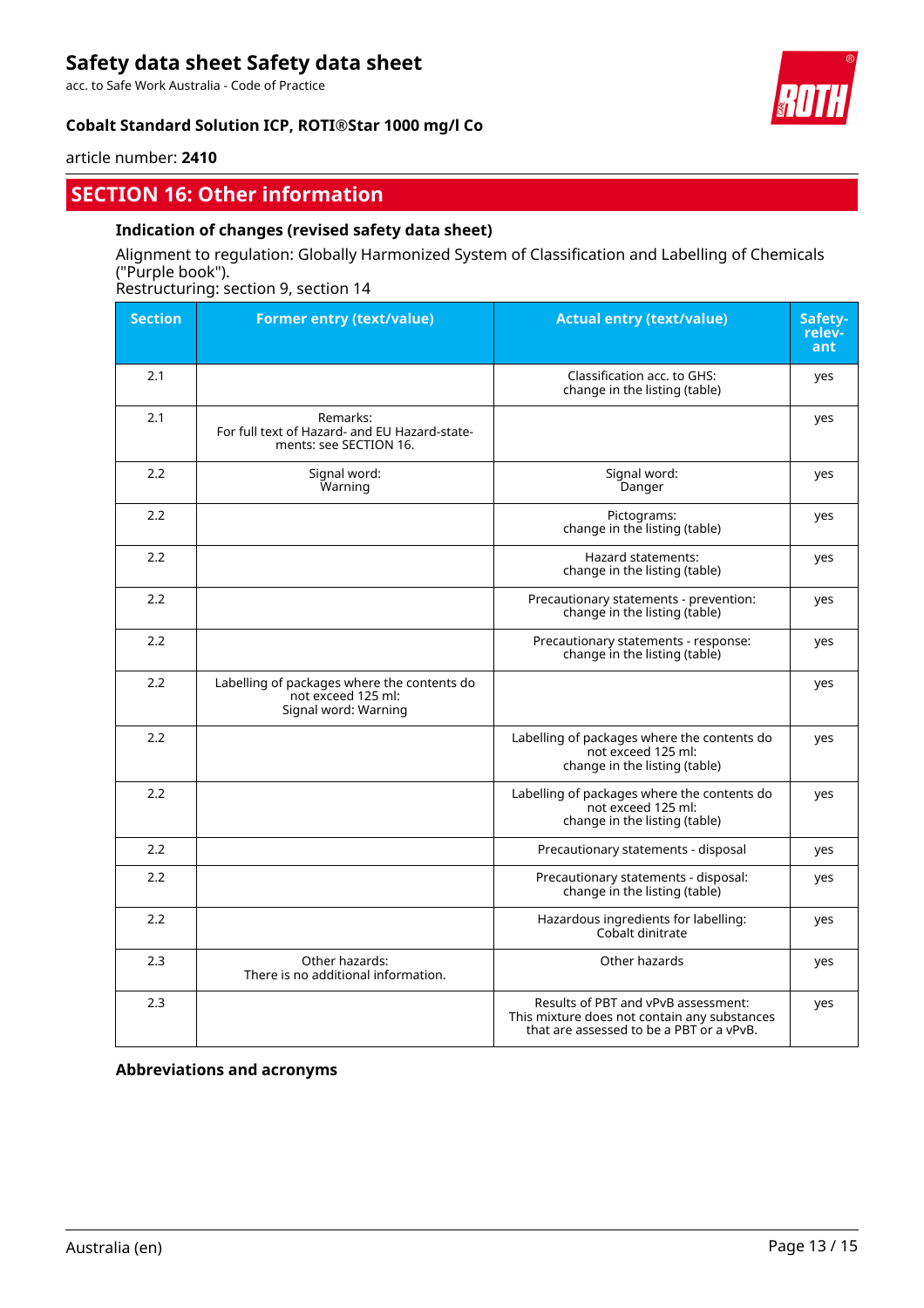## SECTION 16: Other information

### Indication of changes (revised safety data sheet)

Alignment to regulation: Globally Harmonized System of Classification and Labelling of Chemicals ("Purple book").
Restructuring: section 9, section 14

| Section | Former entry (text/value) | Actual entry (text/value) | Safety-relev-ant |
|---|---|---|---|
| 2.1 | | Classification acc. to GHS: change in the listing (table) | yes |
| 2.1 | Remarks: For full text of Hazard- and EU Hazard-statements: see SECTION 16. | | yes |
| 2.2 | Signal word: Warning | Signal word: Danger | yes |
| 2.2 | | Pictograms: change in the listing (table) | yes |
| 2.2 | | Hazard statements: change in the listing (table) | yes |
| 2.2 | | Precautionary statements - prevention: change in the listing (table) | yes |
| 2.2 | | Precautionary statements - response: change in the listing (table) | yes |
| 2.2 | Labelling of packages where the contents do not exceed 125 ml: Signal word: Warning | | yes |
| 2.2 | | Labelling of packages where the contents do not exceed 125 ml: change in the listing (table) | yes |
| 2.2 | | Labelling of packages where the contents do not exceed 125 ml: change in the listing (table) | yes |
| 2.2 | | Precautionary statements - disposal | yes |
| 2.2 | | Precautionary statements - disposal: change in the listing (table) | yes |
| 2.2 | | Hazardous ingredients for labelling: Cobalt dinitrate | yes |
| 2.3 | Other hazards: There is no additional information. | Other hazards | yes |
| 2.3 | | Results of PBT and vPvB assessment: This mixture does not contain any substances that are assessed to be a PBT or a vPvB. | yes |

### Abbreviations and acronyms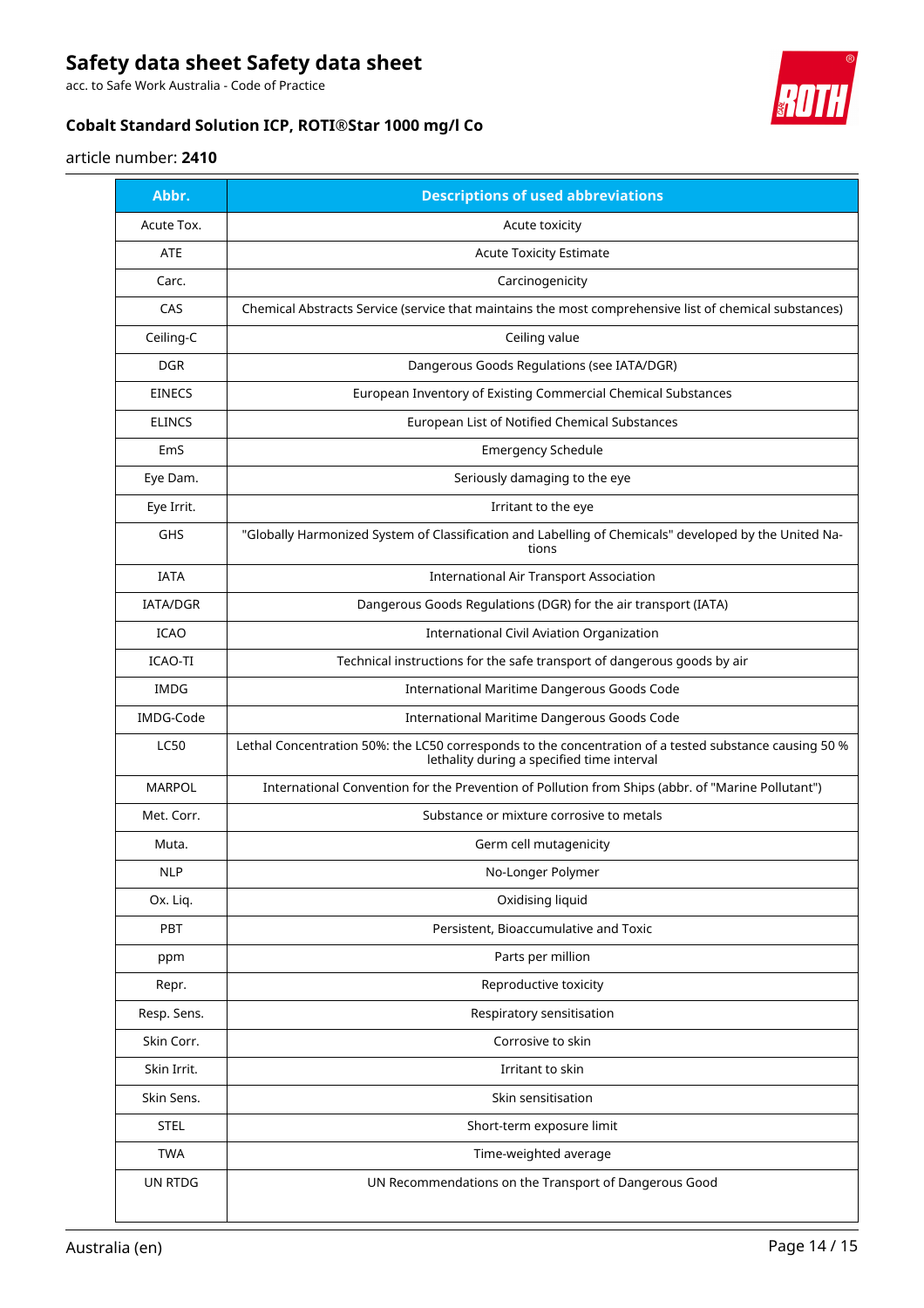| Abbr. | Descriptions of used abbreviations |
|---|---|
| Acute Tox. | Acute toxicity |
| ATE | Acute Toxicity Estimate |
| Carc. | Carcinogenicity |
| CAS | Chemical Abstracts Service (service that maintains the most comprehensive list of chemical substances) |
| Ceiling-C | Ceiling value |
| DGR | Dangerous Goods Regulations (see IATA/DGR) |
| EINECS | European Inventory of Existing Commercial Chemical Substances |
| ELINCS | European List of Notified Chemical Substances |
| EmS | Emergency Schedule |
| Eye Dam. | Seriously damaging to the eye |
| Eye Irrit. | Irritant to the eye |
| GHS | "Globally Harmonized System of Classification and Labelling of Chemicals" developed by the United Nations |
| IATA | International Air Transport Association |
| IATA/DGR | Dangerous Goods Regulations (DGR) for the air transport (IATA) |
| ICAO | International Civil Aviation Organization |
| ICAO-TI | Technical instructions for the safe transport of dangerous goods by air |
| IMDG | International Maritime Dangerous Goods Code |
| IMDG-Code | International Maritime Dangerous Goods Code |
| LC50 | Lethal Concentration 50%: the LC50 corresponds to the concentration of a tested substance causing 50 % lethality during a specified time interval |
| MARPOL | International Convention for the Prevention of Pollution from Ships (abbr. of "Marine Pollutant") |
| Met. Corr. | Substance or mixture corrosive to metals |
| Muta. | Germ cell mutagenicity |
| NLP | No-Longer Polymer |
| Ox. Liq. | Oxidising liquid |
| PBT | Persistent, Bioaccumulative and Toxic |
| ppm | Parts per million |
| Repr. | Reproductive toxicity |
| Resp. Sens. | Respiratory sensitisation |
| Skin Corr. | Corrosive to skin |
| Skin Irrit. | Irritant to skin |
| Skin Sens. | Skin sensitisation |
| STEL | Short-term exposure limit |
| TWA | Time-weighted average |
| UN RTDG | UN Recommendations on the Transport of Dangerous Good |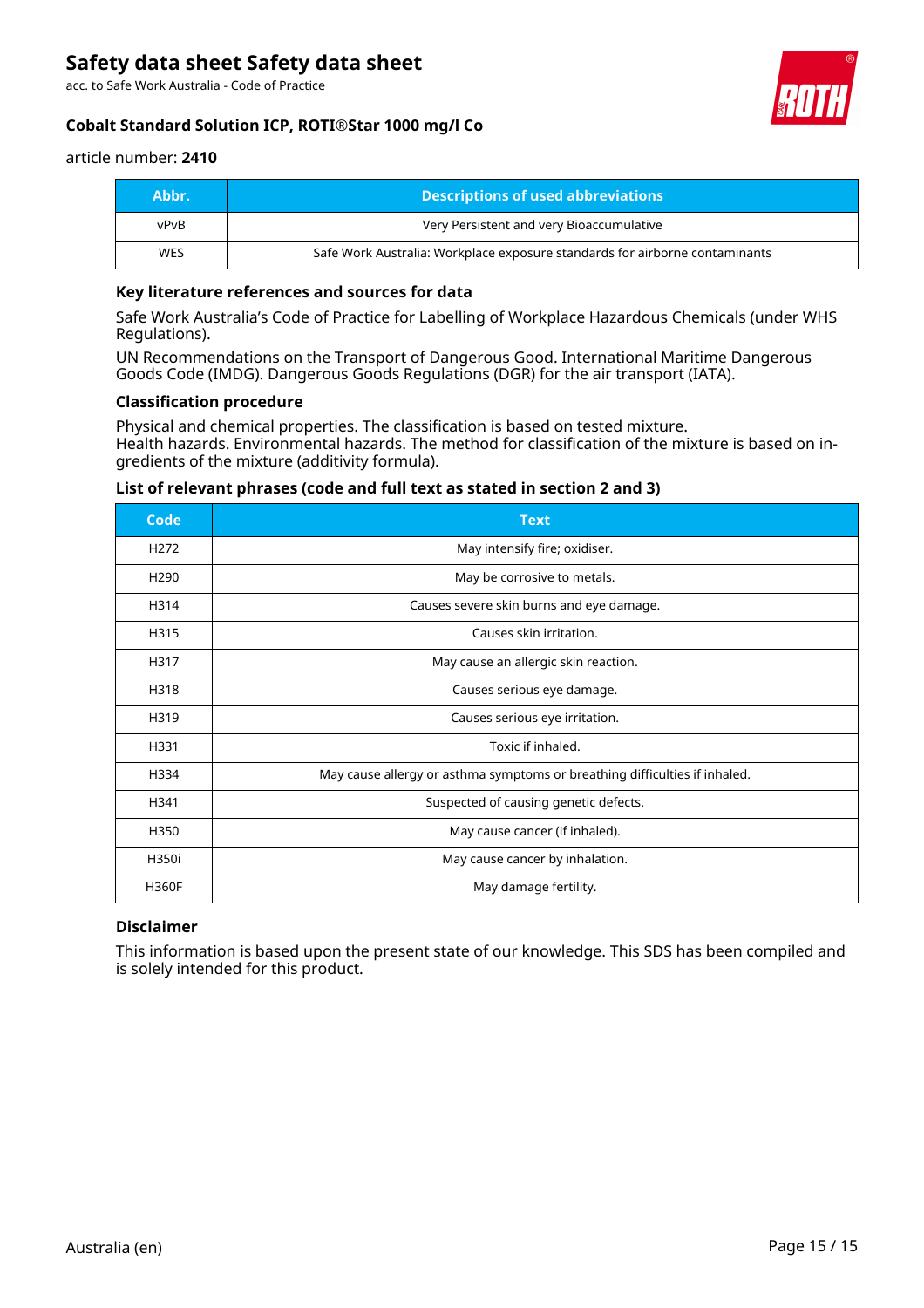| Abbr. | Descriptions of used abbreviations |
|---|---|
| vPvB | Very Persistent and very Bioaccumulative |
| WES | Safe Work Australia: Workplace exposure standards for airborne contaminants |

### Key literature references and sources for data

Safe Work Australia's Code of Practice for Labelling of Workplace Hazardous Chemicals (under WHS Regulations).

UN Recommendations on the Transport of Dangerous Good. International Maritime Dangerous Goods Code (IMDG). Dangerous Goods Regulations (DGR) for the air transport (IATA).

### Classification procedure

Physical and chemical properties. The classification is based on tested mixture.
Health hazards. Environmental hazards. The method for classification of the mixture is based on ingredients of the mixture (additivity formula).

### List of relevant phrases (code and full text as stated in section 2 and 3)

| Code | Text |
|---|---|
| H272 | May intensify fire; oxidiser. |
| H290 | May be corrosive to metals. |
| H314 | Causes severe skin burns and eye damage. |
| H315 | Causes skin irritation. |
| H317 | May cause an allergic skin reaction. |
| H318 | Causes serious eye damage. |
| H319 | Causes serious eye irritation. |
| H331 | Toxic if inhaled. |
| H334 | May cause allergy or asthma symptoms or breathing difficulties if inhaled. |
| H341 | Suspected of causing genetic defects. |
| H350 | May cause cancer (if inhaled). |
| H350i | May cause cancer by inhalation. |
| H360F | May damage fertility. |

### Disclaimer

This information is based upon the present state of our knowledge. This SDS has been compiled and is solely intended for this product.